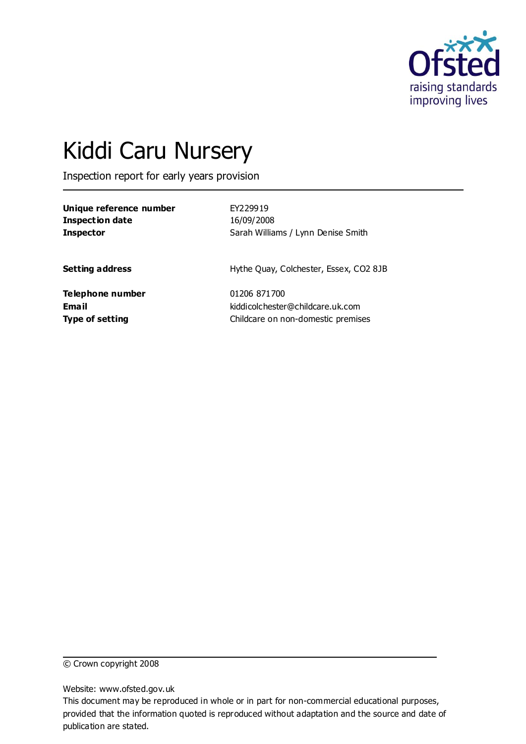Ofsted
raising standards
improving lives

# Kiddi Caru Nursery

Inspection report for early years provision

| | |
|---|---|
| **Unique reference number** | EY229919 |
| **Inspection date** | 16/09/2008 |
| **Inspector** | Sarah Williams / Lynn Denise Smith |
| | |
| **Setting address** | Hythe Quay, Colchester, Essex, CO2 8JB |
| | |
| **Telephone number** | 01206 871700 |
| **Email** | kiddicolchester@childcare.uk.com |
| **Type of setting** | Childcare on non-domestic premises |

© Crown copyright 2008

Website: www.ofsted.gov.uk

This document may be reproduced in whole or in part for non-commercial educational purposes, provided that the information quoted is reproduced without adaptation and the source and date of publication are stated.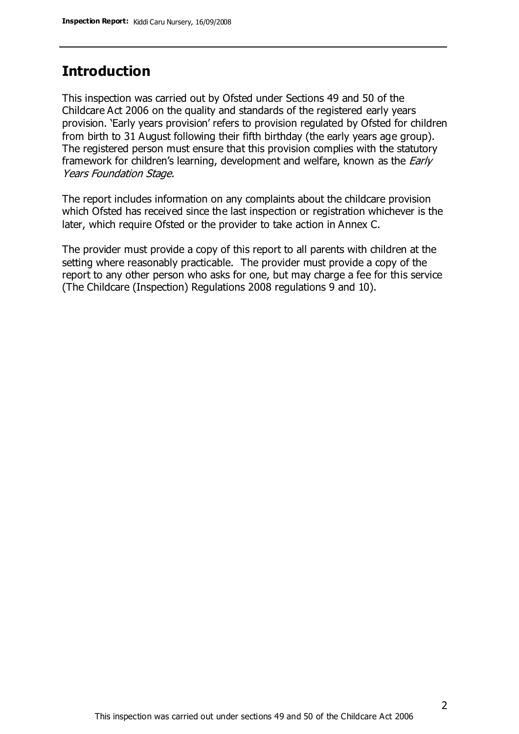## Introduction

This inspection was carried out by Ofsted under Sections 49 and 50 of the Childcare Act 2006 on the quality and standards of the registered early years provision. 'Early years provision' refers to provision regulated by Ofsted for children from birth to 31 August following their fifth birthday (the early years age group). The registered person must ensure that this provision complies with the statutory framework for children's learning, development and welfare, known as the *Early Years Foundation Stage.*

The report includes information on any complaints about the childcare provision which Ofsted has received since the last inspection or registration whichever is the later, which require Ofsted or the provider to take action in Annex C.

The provider must provide a copy of this report to all parents with children at the setting where reasonably practicable. The provider must provide a copy of the report to any other person who asks for one, but may charge a fee for this service (The Childcare (Inspection) Regulations 2008 regulations 9 and 10).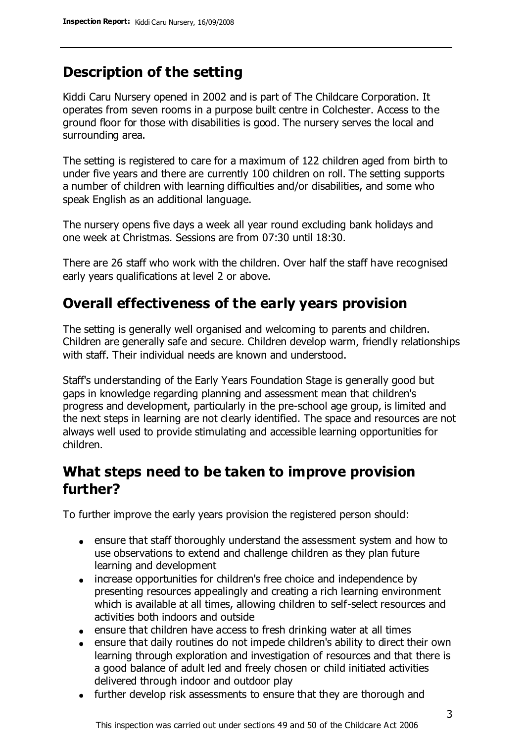## Description of the setting

Kiddi Caru Nursery opened in 2002 and is part of The Childcare Corporation. It operates from seven rooms in a purpose built centre in Colchester. Access to the ground floor for those with disabilities is good. The nursery serves the local and surrounding area.

The setting is registered to care for a maximum of 122 children aged from birth to under five years and there are currently 100 children on roll. The setting supports a number of children with learning difficulties and/or disabilities, and some who speak English as an additional language.

The nursery opens five days a week all year round excluding bank holidays and one week at Christmas. Sessions are from 07:30 until 18:30.

There are 26 staff who work with the children. Over half the staff have recognised early years qualifications at level 2 or above.

## Overall effectiveness of the early years provision

The setting is generally well organised and welcoming to parents and children. Children are generally safe and secure. Children develop warm, friendly relationships with staff. Their individual needs are known and understood.

Staff's understanding of the Early Years Foundation Stage is generally good but gaps in knowledge regarding planning and assessment mean that children's progress and development, particularly in the pre-school age group, is limited and the next steps in learning are not clearly identified. The space and resources are not always well used to provide stimulating and accessible learning opportunities for children.

## What steps need to be taken to improve provision further?

To further improve the early years provision the registered person should:

- ensure that staff thoroughly understand the assessment system and how to use observations to extend and challenge children as they plan future learning and development
- increase opportunities for children's free choice and independence by presenting resources appealingly and creating a rich learning environment which is available at all times, allowing children to self-select resources and activities both indoors and outside
- ensure that children have access to fresh drinking water at all times
- ensure that daily routines do not impede children's ability to direct their own learning through exploration and investigation of resources and that there is a good balance of adult led and freely chosen or child initiated activities delivered through indoor and outdoor play
- further develop risk assessments to ensure that they are thorough and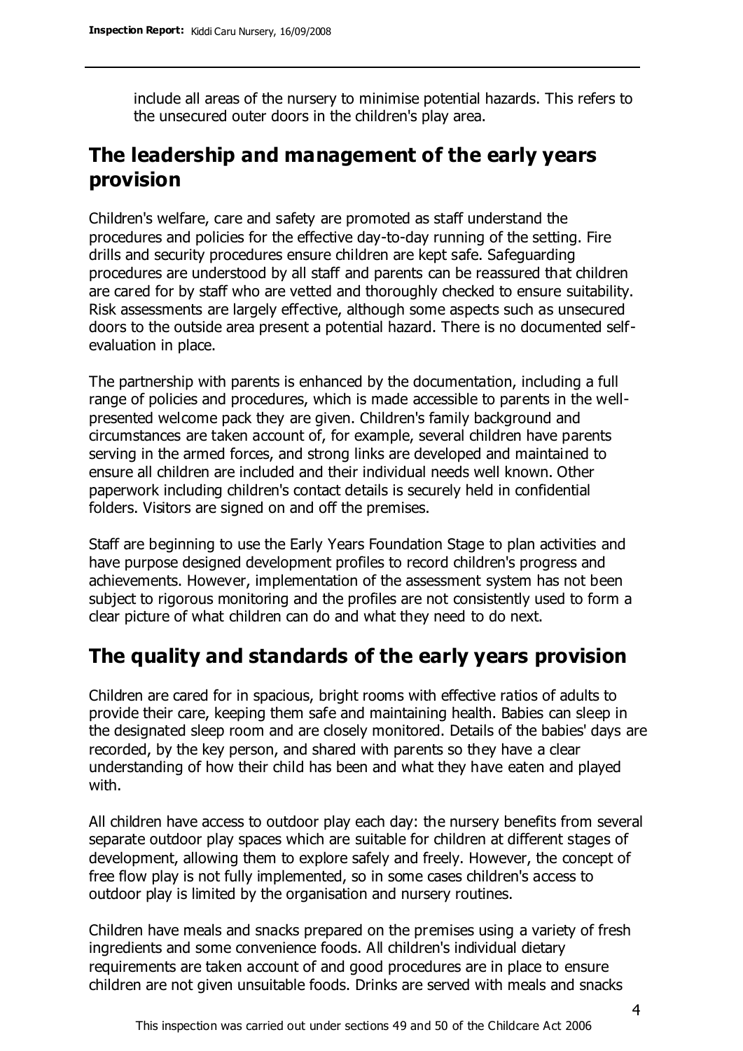include all areas of the nursery to minimise potential hazards. This refers to the unsecured outer doors in the children's play area.

## The leadership and management of the early years provision

Children's welfare, care and safety are promoted as staff understand the procedures and policies for the effective day-to-day running of the setting. Fire drills and security procedures ensure children are kept safe. Safeguarding procedures are understood by all staff and parents can be reassured that children are cared for by staff who are vetted and thoroughly checked to ensure suitability. Risk assessments are largely effective, although some aspects such as unsecured doors to the outside area present a potential hazard. There is no documented self-evaluation in place.

The partnership with parents is enhanced by the documentation, including a full range of policies and procedures, which is made accessible to parents in the well-presented welcome pack they are given. Children's family background and circumstances are taken account of, for example, several children have parents serving in the armed forces, and strong links are developed and maintained to ensure all children are included and their individual needs well known. Other paperwork including children's contact details is securely held in confidential folders. Visitors are signed on and off the premises.

Staff are beginning to use the Early Years Foundation Stage to plan activities and have purpose designed development profiles to record children's progress and achievements. However, implementation of the assessment system has not been subject to rigorous monitoring and the profiles are not consistently used to form a clear picture of what children can do and what they need to do next.

## The quality and standards of the early years provision

Children are cared for in spacious, bright rooms with effective ratios of adults to provide their care, keeping them safe and maintaining health. Babies can sleep in the designated sleep room and are closely monitored. Details of the babies' days are recorded, by the key person, and shared with parents so they have a clear understanding of how their child has been and what they have eaten and played with.

All children have access to outdoor play each day: the nursery benefits from several separate outdoor play spaces which are suitable for children at different stages of development, allowing them to explore safely and freely. However, the concept of free flow play is not fully implemented, so in some cases children's access to outdoor play is limited by the organisation and nursery routines.

Children have meals and snacks prepared on the premises using a variety of fresh ingredients and some convenience foods. All children's individual dietary requirements are taken account of and good procedures are in place to ensure children are not given unsuitable foods. Drinks are served with meals and snacks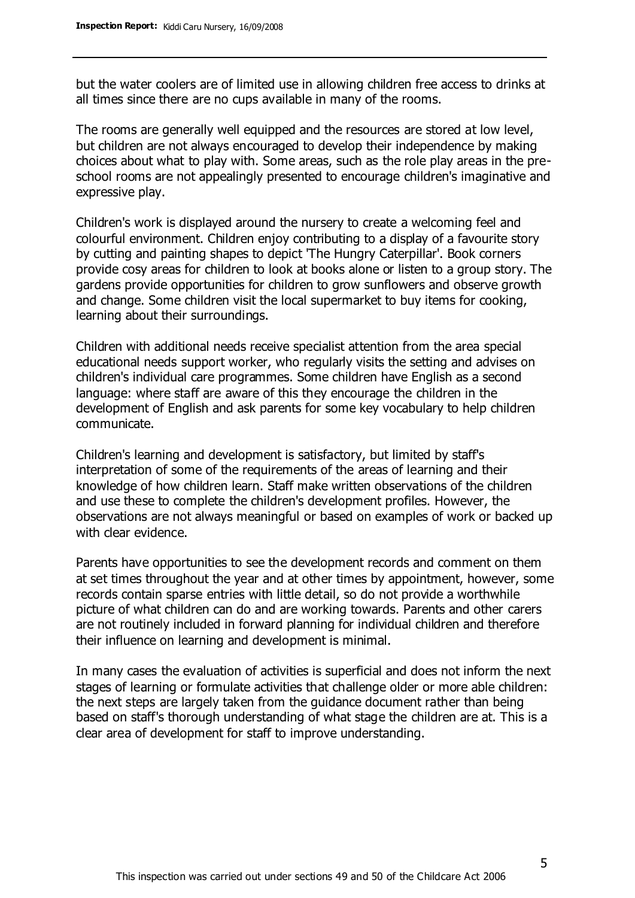but the water coolers are of limited use in allowing children free access to drinks at all times since there are no cups available in many of the rooms.

The rooms are generally well equipped and the resources are stored at low level, but children are not always encouraged to develop their independence by making choices about what to play with. Some areas, such as the role play areas in the pre-school rooms are not appealingly presented to encourage children's imaginative and expressive play.

Children's work is displayed around the nursery to create a welcoming feel and colourful environment. Children enjoy contributing to a display of a favourite story by cutting and painting shapes to depict 'The Hungry Caterpillar'. Book corners provide cosy areas for children to look at books alone or listen to a group story. The gardens provide opportunities for children to grow sunflowers and observe growth and change. Some children visit the local supermarket to buy items for cooking, learning about their surroundings.

Children with additional needs receive specialist attention from the area special educational needs support worker, who regularly visits the setting and advises on children's individual care programmes. Some children have English as a second language: where staff are aware of this they encourage the children in the development of English and ask parents for some key vocabulary to help children communicate.

Children's learning and development is satisfactory, but limited by staff's interpretation of some of the requirements of the areas of learning and their knowledge of how children learn. Staff make written observations of the children and use these to complete the children's development profiles. However, the observations are not always meaningful or based on examples of work or backed up with clear evidence.

Parents have opportunities to see the development records and comment on them at set times throughout the year and at other times by appointment, however, some records contain sparse entries with little detail, so do not provide a worthwhile picture of what children can do and are working towards. Parents and other carers are not routinely included in forward planning for individual children and therefore their influence on learning and development is minimal.

In many cases the evaluation of activities is superficial and does not inform the next stages of learning or formulate activities that challenge older or more able children: the next steps are largely taken from the guidance document rather than being based on staff's thorough understanding of what stage the children are at. This is a clear area of development for staff to improve understanding.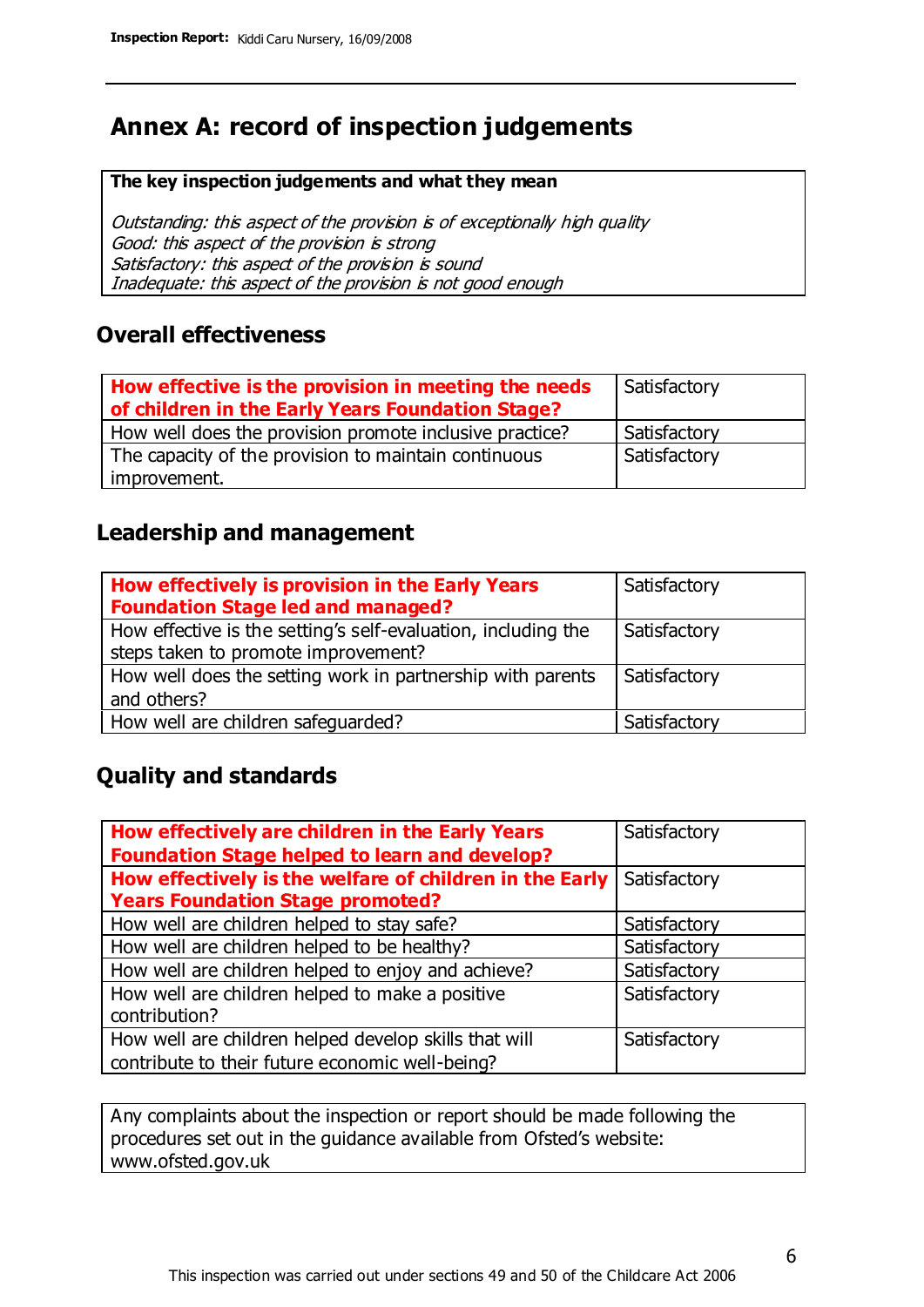# Annex A: record of inspection judgements

**The key inspection judgements and what they mean**

*Outstanding: this aspect of the provision is of exceptionally high quality*
*Good: this aspect of the provision is strong*
*Satisfactory: this aspect of the provision is sound*
*Inadequate: this aspect of the provision is not good enough*

## Overall effectiveness

| | |
|---|---|
| **How effective is the provision in meeting the needs of children in the Early Years Foundation Stage?** | Satisfactory |
| How well does the provision promote inclusive practice? | Satisfactory |
| The capacity of the provision to maintain continuous improvement. | Satisfactory |

## Leadership and management

| | |
|---|---|
| **How effectively is provision in the Early Years Foundation Stage led and managed?** | Satisfactory |
| How effective is the setting's self-evaluation, including the steps taken to promote improvement? | Satisfactory |
| How well does the setting work in partnership with parents and others? | Satisfactory |
| How well are children safeguarded? | Satisfactory |

## Quality and standards

| | |
|---|---|
| **How effectively are children in the Early Years Foundation Stage helped to learn and develop?** | Satisfactory |
| **How effectively is the welfare of children in the Early Years Foundation Stage promoted?** | Satisfactory |
| How well are children helped to stay safe? | Satisfactory |
| How well are children helped to be healthy? | Satisfactory |
| How well are children helped to enjoy and achieve? | Satisfactory |
| How well are children helped to make a positive contribution? | Satisfactory |
| How well are children helped develop skills that will contribute to their future economic well-being? | Satisfactory |

Any complaints about the inspection or report should be made following the procedures set out in the guidance available from Ofsted's website: www.ofsted.gov.uk

This inspection was carried out under sections 49 and 50 of the Childcare Act 2006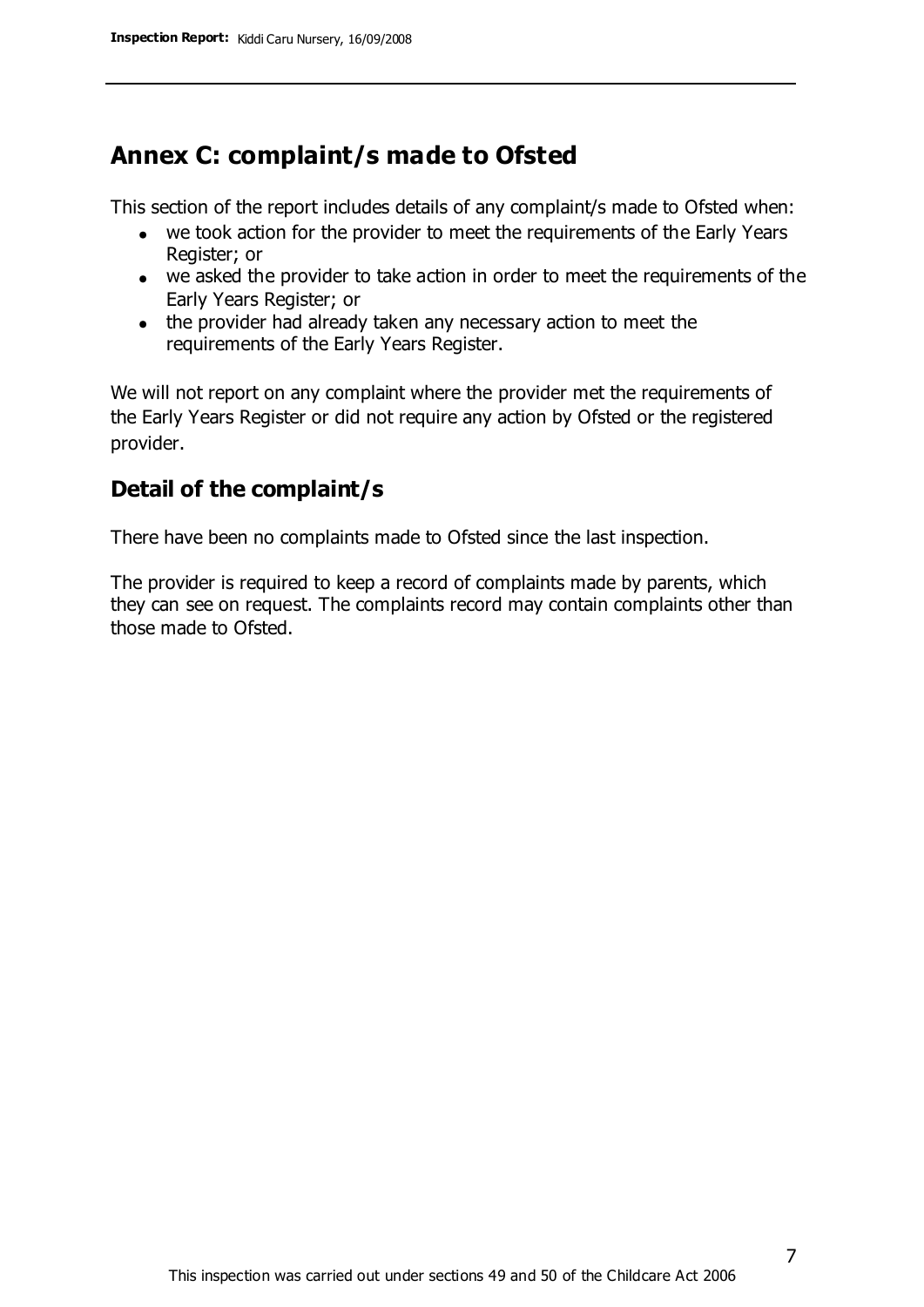## Annex C: complaint/s made to Ofsted

This section of the report includes details of any complaint/s made to Ofsted when:

- we took action for the provider to meet the requirements of the Early Years Register; or
- we asked the provider to take action in order to meet the requirements of the Early Years Register; or
- the provider had already taken any necessary action to meet the requirements of the Early Years Register.

We will not report on any complaint where the provider met the requirements of the Early Years Register or did not require any action by Ofsted or the registered provider.

### Detail of the complaint/s

There have been no complaints made to Ofsted since the last inspection.

The provider is required to keep a record of complaints made by parents, which they can see on request. The complaints record may contain complaints other than those made to Ofsted.